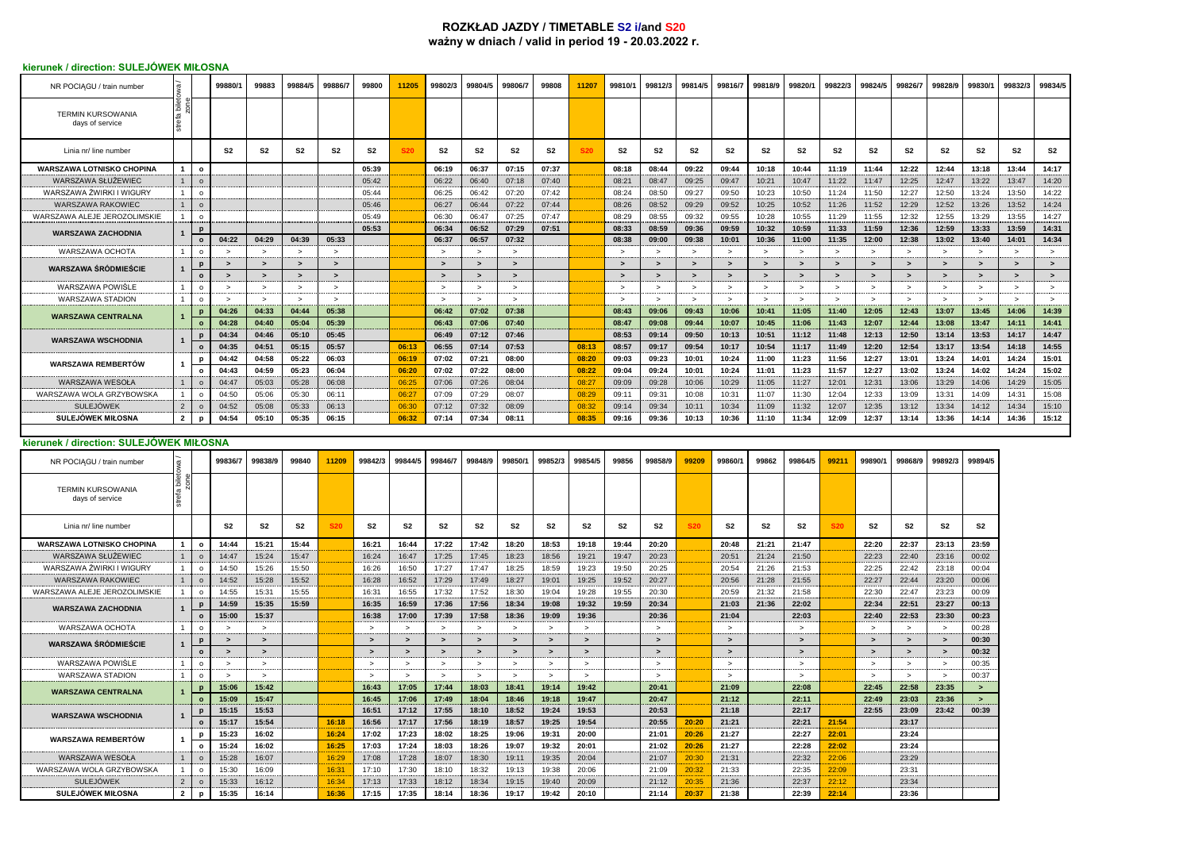# ROZKŁAD JAZDY / TIMETABLE S2 i/and S20

## ważny w dniach / valid in period 19 - 20.03.2022 r.

### kierunek / direction: SULEJÓWEK MIŁOSNA

| NR POCIĄGU / train number | strefa biletowa / zone | | 99880/1 | 99883 | 99884/5 | 99886/7 | 99800 | 11205 | 99802/3 | 99804/5 | 99806/7 | 99808 | 11207 | 99810/1 | 99812/3 | 99814/5 | 99816/7 | 99818/9 | 99820/1 | 99822/3 | 99824/5 | 99826/7 | 99828/9 | 99830/1 | 99832/3 | 99834/5 |
|---|---|---|---|---|---|---|---|---|---|---|---|---|---|---|---|---|---|---|---|---|---|---|---|---|---|---|
| TERMIN KURSOWANIA days of service | | | | | | | | | | | | | | | | | | | | | | | | | | |
| Linia nr/ line number | | | S2 | S2 | S2 | S2 | S2 | S20 | S2 | S2 | S2 | S2 | S20 | S2 | S2 | S2 | S2 | S2 | S2 | S2 | S2 | S2 | S2 | S2 | S2 | S2 |
| WARSZAWA LOTNISKO CHOPINA | 1 | o | | | | | 05:39 | | 06:19 | 06:37 | 07:15 | 07:37 | | 08:18 | 08:44 | 09:22 | 09:44 | 10:18 | 10:44 | 11:19 | 11:44 | 12:22 | 12:44 | 13:18 | 13:44 | 14:17 |
| WARSZAWA SŁUŻEWIEC | 1 | o | | | | | 05:42 | | 06:22 | 06:40 | 07:18 | 07:40 | | 08:21 | 08:47 | 09:25 | 09:47 | 10:21 | 10:47 | 11:22 | 11:47 | 12:25 | 12:47 | 13:22 | 13:47 | 14:20 |
| WARSZAWA ŻWIRKI I WIGURY | 1 | o | | | | | 05:44 | | 06:25 | 06:42 | 07:20 | 07:42 | | 08:24 | 08:50 | 09:27 | 09:50 | 10:23 | 10:50 | 11:24 | 11:50 | 12:27 | 12:50 | 13:24 | 13:50 | 14:22 |
| WARSZAWA RAKOWIEC | 1 | o | | | | | 05:46 | | 06:27 | 06:44 | 07:22 | 07:44 | | 08:26 | 08:52 | 09:29 | 09:52 | 10:25 | 10:52 | 11:26 | 11:52 | 12:29 | 12:52 | 13:26 | 13:52 | 14:24 |
| WARSZAWA ALEJE JEROZOLIMSKIE | 1 | o | | | | | 05:49 | | 06:30 | 06:47 | 07:25 | 07:47 | | 08:29 | 08:55 | 09:32 | 09:55 | 10:28 | 10:55 | 11:29 | 11:55 | 12:32 | 12:55 | 13:29 | 13:55 | 14:27 |
| WARSZAWA ZACHODNIA | 1 | p | | | | | 05:53 | | 06:34 | 06:52 | 07:29 | 07:51 | | 08:33 | 08:59 | 09:36 | 09:59 | 10:32 | 10:59 | 11:33 | 11:59 | 12:36 | 12:59 | 13:33 | 13:59 | 14:31 |
| | | o | 04:22 | 04:29 | 04:39 | 05:33 | | | 06:37 | 06:57 | 07:32 | | | 08:38 | 09:00 | 09:38 | 10:01 | 10:36 | 11:00 | 11:35 | 12:00 | 12:38 | 13:02 | 13:40 | 14:01 | 14:34 |
| WARSZAWA OCHOTA | 1 | o | > | > | > | > | | | > | > | > | | | > | > | > | > | > | > | > | > | > | > | > | > | > |
| WARSZAWA ŚRÓDMIEŚCIE | 1 | p | > | > | > | > | | | > | > | > | | | > | > | > | > | > | > | > | > | > | > | > | > | > |
| | | o | > | > | > | > | | | > | > | > | | | > | > | > | > | > | > | > | > | > | > | > | > | > |
| WARSZAWA POWIŚLE | 1 | o | > | > | > | > | | | > | > | > | | | > | > | > | > | > | > | > | > | > | > | > | > | > |
| WARSZAWA STADION | 1 | o | > | > | > | > | | | > | > | > | | | > | > | > | > | > | > | > | > | > | > | > | > | > |
| WARSZAWA CENTRALNA | 1 | p | 04:26 | 04:33 | 04:44 | 05:38 | | | 06:42 | 07:02 | 07:38 | | | 08:43 | 09:06 | 09:43 | 10:06 | 10:41 | 11:05 | 11:40 | 12:05 | 12:43 | 13:07 | 13:45 | 14:06 | 14:39 |
| | | o | 04:28 | 04:40 | 05:04 | 05:39 | | | 06:43 | 07:06 | 07:40 | | | 08:47 | 09:08 | 09:44 | 10:07 | 10:45 | 11:06 | 11:43 | 12:07 | 12:44 | 13:08 | 13:47 | 14:11 | 14:41 |
| WARSZAWA WSCHODNIA | 1 | p | 04:34 | 04:46 | 05:10 | 05:45 | | | 06:49 | 07:12 | 07:46 | | | 08:53 | 09:14 | 09:50 | 10:13 | 10:51 | 11:12 | 11:48 | 12:13 | 12:50 | 13:14 | 13:53 | 14:17 | 14:47 |
| | | o | 04:35 | 04:51 | 05:15 | 05:57 | | 06:13 | 06:55 | 07:14 | 07:53 | | 08:13 | 08:57 | 09:17 | 09:54 | 10:17 | 10:54 | 11:17 | 11:49 | 12:20 | 12:54 | 13:17 | 13:54 | 14:18 | 14:55 |
| WARSZAWA REMBERTÓW | 1 | p | 04:42 | 04:58 | 05:22 | 06:03 | | 06:19 | 07:02 | 07:21 | 08:00 | | 08:20 | 09:03 | 09:23 | 10:01 | 10:24 | 11:00 | 11:23 | 11:56 | 12:27 | 13:01 | 13:24 | 14:01 | 14:24 | 15:01 |
| | | o | 04:43 | 04:59 | 05:23 | 06:04 | | 06:20 | 07:02 | 07:22 | 08:00 | | 08:22 | 09:04 | 09:24 | 10:01 | 10:24 | 11:01 | 11:23 | 11:57 | 12:27 | 13:02 | 13:24 | 14:02 | 14:24 | 15:02 |
| WARSZAWA WESOŁA | 1 | o | 04:47 | 05:03 | 05:28 | 06:08 | | 06:25 | 07:06 | 07:26 | 08:04 | | 08:27 | 09:09 | 09:28 | 10:06 | 10:29 | 11:05 | 11:27 | 12:01 | 12:31 | 13:06 | 13:29 | 14:06 | 14:29 | 15:05 |
| WARSZAWA WOLA GRZYBOWSKA | 1 | o | 04:50 | 05:06 | 05:30 | 06:11 | | 06:27 | 07:09 | 07:29 | 08:07 | | 08:29 | 09:11 | 09:31 | 10:08 | 10:31 | 11:07 | 11:30 | 12:04 | 12:33 | 13:09 | 13:31 | 14:09 | 14:31 | 15:08 |
| SULEJÓWEK | 2 | o | 04:52 | 05:08 | 05:33 | 06:13 | | 06:30 | 07:12 | 07:32 | 08:09 | | 08:32 | 09:14 | 09:34 | 10:11 | 10:34 | 11:09 | 11:32 | 12:07 | 12:35 | 13:12 | 13:34 | 14:12 | 14:34 | 15:10 |
| SULEJÓWEK MIŁOSNA | 2 | p | 04:54 | 05:10 | 05:35 | 06:15 | | 06:32 | 07:14 | 07:34 | 08:11 | | 08:35 | 09:16 | 09:36 | 10:13 | 10:36 | 11:10 | 11:34 | 12:09 | 12:37 | 13:14 | 13:36 | 14:14 | 14:36 | 15:12 |

### kierunek / direction: SULEJÓWEK MIŁOSNA

| NR POCIĄGU / train number | strefa biletowa / zone | | 99836/7 | 99838/9 | 99840 | 11209 | 99842/3 | 99844/5 | 99846/7 | 99848/9 | 99850/1 | 99852/3 | 99854/5 | 99856 | 99858/9 | 99209 | 99860/1 | 99862 | 99864/5 | 99211 | 99890/1 | 99868/9 | 99892/3 | 99894/5 |
|---|---|---|---|---|---|---|---|---|---|---|---|---|---|---|---|---|---|---|---|---|---|---|---|---|
| TERMIN KURSOWANIA days of service | | | | | | | | | | | | | | | | | | | | | | | | |
| Linia nr/ line number | | | S2 | S2 | S2 | S20 | S2 | S2 | S2 | S2 | S2 | S2 | S2 | S2 | S2 | S20 | S2 | S2 | S2 | S20 | S2 | S2 | S2 | S2 |
| WARSZAWA LOTNISKO CHOPINA | 1 | o | 14:44 | 15:21 | 15:44 | | 16:21 | 16:44 | 17:22 | 17:42 | 18:20 | 18:53 | 19:18 | 19:44 | 20:20 | | 20:48 | 21:21 | 21:47 | | 22:20 | 22:37 | 23:13 | 23:59 |
| WARSZAWA SŁUŻEWIEC | 1 | o | 14:47 | 15:24 | 15:47 | | 16:24 | 16:47 | 17:25 | 17:45 | 18:23 | 18:56 | 19:21 | 19:47 | 20:23 | | 20:51 | 21:24 | 21:50 | | 22:23 | 22:40 | 23:16 | 00:02 |
| WARSZAWA ŻWIRKI I WIGURY | 1 | o | 14:50 | 15:26 | 15:50 | | 16:26 | 16:50 | 17:27 | 17:47 | 18:25 | 18:59 | 19:23 | 19:50 | 20:25 | | 20:54 | 21:26 | 21:53 | | 22:25 | 22:42 | 23:18 | 00:04 |
| WARSZAWA RAKOWIEC | 1 | o | 14:52 | 15:28 | 15:52 | | 16:28 | 16:52 | 17:29 | 17:49 | 18:27 | 19:01 | 19:25 | 19:52 | 20:27 | | 20:56 | 21:28 | 21:55 | | 22:27 | 22:44 | 23:20 | 00:06 |
| WARSZAWA ALEJE JEROZOLIMSKIE | 1 | o | 14:55 | 15:31 | 15:55 | | 16:31 | 16:55 | 17:32 | 17:52 | 18:30 | 19:04 | 19:28 | 19:55 | 20:30 | | 20:59 | 21:32 | 21:58 | | 22:30 | 22:47 | 23:23 | 00:09 |
| WARSZAWA ZACHODNIA | 1 | p | 14:59 | 15:35 | 15:59 | | 16:35 | 16:59 | 17:36 | 17:56 | 18:34 | 19:08 | 19:32 | 19:59 | 20:34 | | 21:03 | 21:36 | 22:02 | | 22:34 | 22:51 | 23:27 | 00:13 |
| | | o | 15:00 | 15:37 | | | 16:38 | 17:00 | 17:39 | 17:58 | 18:36 | 19:09 | 19:36 | | 20:36 | | 21:04 | | 22:03 | | 22:40 | 22:53 | 23:30 | 00:23 |
| WARSZAWA OCHOTA | 1 | o | > | > | | | > | > | > | > | > | > | > | | > | | > | | > | | > | > | > | 00:28 |
| WARSZAWA ŚRÓDMIEŚCIE | 1 | p | > | > | | | > | > | > | > | > | > | > | | > | | > | | > | | > | > | > | 00:30 |
| | | o | > | > | | | > | > | > | > | > | > | > | | > | | > | | > | | > | > | > | 00:32 |
| WARSZAWA POWIŚLE | 1 | o | > | > | | | > | > | > | > | > | > | > | | > | | > | | > | | > | > | > | 00:35 |
| WARSZAWA STADION | 1 | o | > | > | | | > | > | > | > | > | > | > | | > | | > | | > | | > | > | > | 00:37 |
| WARSZAWA CENTRALNA | 1 | p | 15:06 | 15:42 | | | 16:43 | 17:05 | 17:44 | 18:03 | 18:41 | 19:14 | 19:42 | | 20:41 | | 21:09 | | 22:08 | | 22:45 | 22:58 | 23:35 | > |
| | | o | 15:09 | 15:47 | | | 16:45 | 17:06 | 17:49 | 18:04 | 18:46 | 19:18 | 19:47 | | 20:47 | | 21:12 | | 22:11 | | 22:49 | 23:03 | 23:36 | > |
| WARSZAWA WSCHODNIA | 1 | p | 15:15 | 15:53 | | | 16:51 | 17:12 | 17:55 | 18:10 | 18:52 | 19:24 | 19:53 | | 20:53 | | 21:18 | | 22:17 | | 22:55 | 23:09 | 23:42 | 00:39 |
| | | o | 15:17 | 15:54 | | 16:18 | 16:56 | 17:17 | 17:56 | 18:19 | 18:57 | 19:25 | 19:54 | | 20:55 | 20:20 | 21:21 | | 22:21 | 21:54 | | 23:17 | | |
| WARSZAWA REMBERTÓW | 1 | p | 15:23 | 16:02 | | 16:24 | 17:02 | 17:23 | 18:02 | 18:25 | 19:06 | 19:31 | 20:00 | | 21:01 | 20:26 | 21:27 | | 22:27 | 22:01 | | 23:24 | | |
| | | o | 15:24 | 16:02 | | 16:25 | 17:03 | 17:24 | 18:03 | 18:26 | 19:07 | 19:32 | 20:01 | | 21:02 | 20:26 | 21:27 | | 22:28 | 22:02 | | 23:24 | | |
| WARSZAWA WESOŁA | 1 | o | 15:28 | 16:07 | | 16:29 | 17:08 | 17:28 | 18:07 | 18:30 | 19:11 | 19:35 | 20:04 | | 21:07 | 20:30 | 21:31 | | 22:32 | 22:06 | | 23:29 | | |
| WARSZAWA WOLA GRZYBOWSKA | 1 | o | 15:30 | 16:09 | | 16:31 | 17:10 | 17:30 | 18:10 | 18:32 | 19:13 | 19:38 | 20:06 | | 21:09 | 20:32 | 21:33 | | 22:35 | 22:09 | | 23:31 | | |
| SULEJÓWEK | 2 | o | 15:33 | 16:12 | | 16:34 | 17:13 | 17:33 | 18:12 | 18:34 | 19:15 | 19:40 | 20:09 | | 21:12 | 20:35 | 21:36 | | 22:37 | 22:12 | | 23:34 | | |
| SULEJÓWEK MIŁOSNA | 2 | p | 15:35 | 16:14 | | 16:36 | 17:15 | 17:35 | 18:14 | 18:36 | 19:17 | 19:42 | 20:10 | | 21:14 | 20:37 | 21:38 | | 22:39 | 22:14 | | 23:36 | | |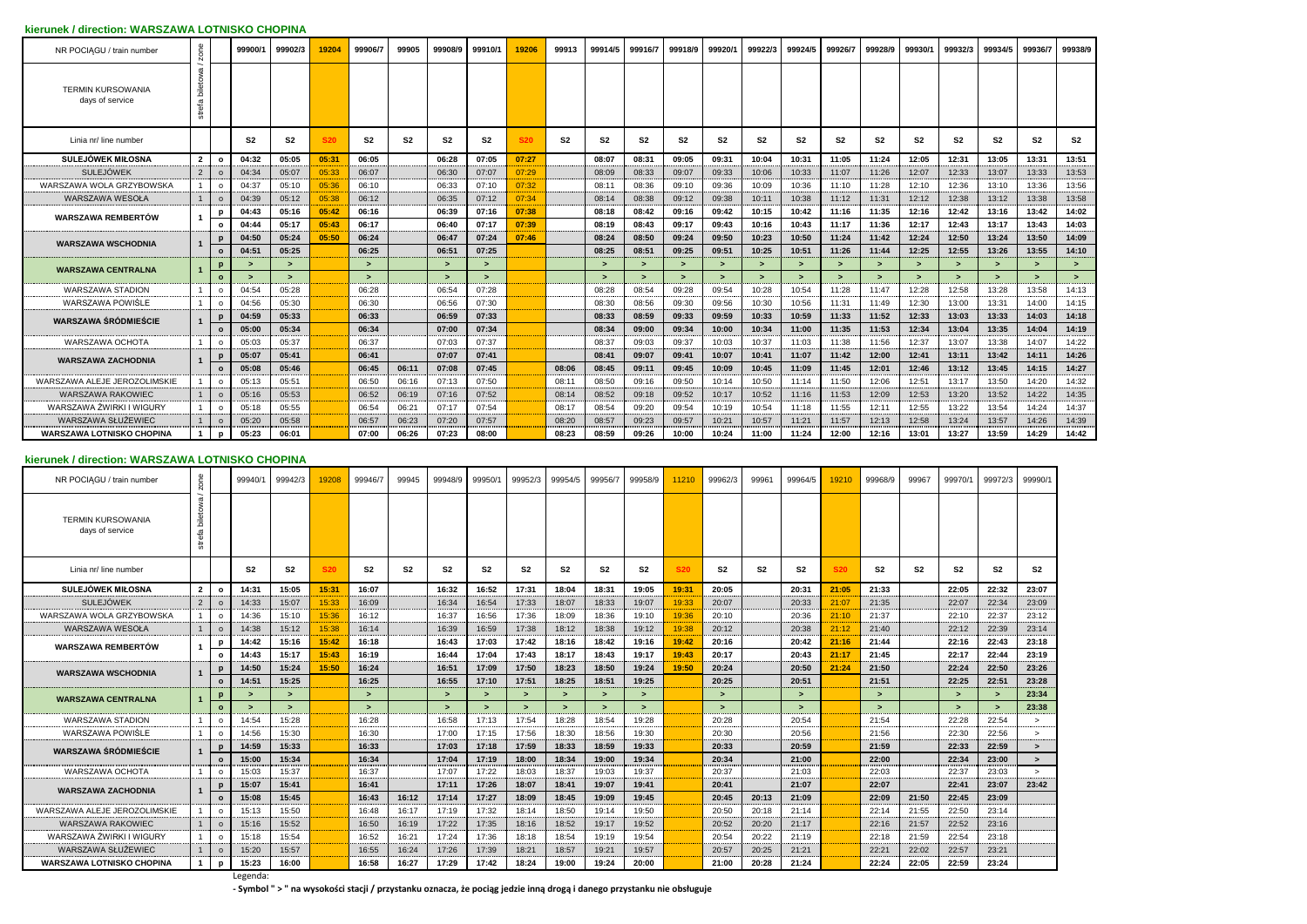**kierunek / direction: WARSZAWA LOTNISKO CHOPINA**

| NR POCIĄGU / train number | strefa biletowa / zone | | 99900/1 | 99902/3 | 19204 | 99906/7 | 99905 | 99908/9 | 99910/1 | 19206 | 99913 | 99914/5 | 99916/7 | 99918/9 | 99920/1 | 99922/3 | 99924/5 | 99926/7 | 99928/9 | 99930/1 | 99932/3 | 99934/5 | 99936/7 | 99938/9 |
|---|---|---|---|---|---|---|---|---|---|---|---|---|---|---|---|---|---|---|---|---|---|---|---|---|
| TERMIN KURSOWANIA days of service | | | | | | | | | | | | | | | | | | | | | | | | |
| Linia nr/ line number | | | S2 | S2 | S20 | S2 | S2 | S2 | S2 | S20 | S2 | S2 | S2 | S2 | S2 | S2 | S2 | S2 | S2 | S2 | S2 | S2 | S2 | S2 |
| **SULEJÓWEK MIŁOSNA** | 2 | o | 04:32 | 05:05 | 05:31 | 06:05 | | 06:28 | 07:05 | 07:27 | | 08:07 | 08:31 | 09:05 | 09:31 | 10:04 | 10:31 | 11:05 | 11:24 | 12:05 | 12:31 | 13:05 | 13:31 | 13:51 |
| SULEJÓWEK | 2 | o | 04:34 | 05:07 | 05:33 | 06:07 | | 06:30 | 07:07 | 07:29 | | 08:09 | 08:33 | 09:07 | 09:33 | 10:06 | 10:33 | 11:07 | 11:26 | 12:07 | 12:33 | 13:07 | 13:33 | 13:53 |
| WARSZAWA WOLA GRZYBOWSKA | 1 | o | 04:37 | 05:10 | 05:36 | 06:10 | | 06:33 | 07:10 | 07:32 | | 08:11 | 08:36 | 09:10 | 09:36 | 10:09 | 10:36 | 11:10 | 11:28 | 12:10 | 12:36 | 13:10 | 13:36 | 13:56 |
| WARSZAWA WESOŁA | 1 | o | 04:39 | 05:12 | 05:38 | 06:12 | | 06:35 | 07:12 | 07:34 | | 08:14 | 08:38 | 09:12 | 09:38 | 10:11 | 10:38 | 11:12 | 11:31 | 12:12 | 12:38 | 13:12 | 13:38 | 13:58 |
| **WARSZAWA REMBERTÓW** | 1 | p | 04:43 | 05:16 | 05:42 | 06:16 | | 06:39 | 07:16 | 07:38 | | 08:18 | 08:42 | 09:16 | 09:42 | 10:15 | 10:42 | 11:16 | 11:35 | 12:16 | 12:42 | 13:16 | 13:42 | 14:02 |
| | | o | 04:44 | 05:17 | 05:43 | 06:17 | | 06:40 | 07:17 | 07:39 | | 08:19 | 08:43 | 09:17 | 09:43 | 10:16 | 10:43 | 11:17 | 11:36 | 12:17 | 12:43 | 13:17 | 13:43 | 14:03 |
| **WARSZAWA WSCHODNIA** | 1 | p | 04:50 | 05:24 | 05:50 | 06:24 | | 06:47 | 07:24 | 07:46 | | 08:24 | 08:50 | 09:24 | 09:50 | 10:23 | 10:50 | 11:24 | 11:42 | 12:24 | 12:50 | 13:24 | 13:50 | 14:09 |
| | | o | 04:51 | 05:25 | | 06:25 | | 06:51 | 07:25 | | | 08:25 | 08:51 | 09:25 | 09:51 | 10:25 | 10:51 | 11:26 | 11:44 | 12:25 | 12:55 | 13:26 | 13:55 | 14:10 |
| **WARSZAWA CENTRALNA** | 1 | p | > | > | | > | | > | > | | | > | > | > | > | > | > | > | > | > | > | > | > | > |
| | | o | > | > | | > | | > | > | | | > | > | > | > | > | > | > | > | > | > | > | > | > |
| WARSZAWA STADION | 1 | o | 04:54 | 05:28 | | 06:28 | | 06:54 | 07:28 | | | 08:28 | 08:54 | 09:28 | 09:54 | 10:28 | 10:54 | 11:28 | 11:47 | 12:28 | 12:58 | 13:28 | 13:58 | 14:13 |
| WARSZAWA POWIŚLE | 1 | o | 04:56 | 05:30 | | 06:30 | | 06:56 | 07:30 | | | 08:30 | 08:56 | 09:30 | 09:56 | 10:30 | 10:56 | 11:31 | 11:49 | 12:30 | 13:00 | 13:31 | 14:00 | 14:15 |
| **WARSZAWA ŚRÓDMIEŚCIE** | 1 | p | 04:59 | 05:33 | | 06:33 | | 06:59 | 07:33 | | | 08:33 | 08:59 | 09:33 | 09:59 | 10:33 | 10:59 | 11:33 | 11:52 | 12:33 | 13:03 | 13:33 | 14:03 | 14:18 |
| | | o | 05:00 | 05:34 | | 06:34 | | 07:00 | 07:34 | | | 08:34 | 09:00 | 09:34 | 10:00 | 10:34 | 11:00 | 11:35 | 11:53 | 12:34 | 13:04 | 13:35 | 14:04 | 14:19 |
| WARSZAWA OCHOTA | 1 | o | 05:03 | 05:37 | | 06:37 | | 07:03 | 07:37 | | | 08:37 | 09:03 | 09:37 | 10:03 | 10:37 | 11:03 | 11:38 | 11:56 | 12:37 | 13:07 | 13:38 | 14:07 | 14:22 |
| **WARSZAWA ZACHODNIA** | 1 | p | 05:07 | 05:41 | | 06:41 | | 07:07 | 07:41 | | | 08:41 | 09:07 | 09:41 | 10:07 | 10:41 | 11:07 | 11:42 | 12:00 | 12:41 | 13:11 | 13:42 | 14:11 | 14:26 |
| | | o | 05:08 | 05:46 | | 06:45 | 06:11 | 07:08 | 07:45 | | 08:06 | 08:45 | 09:11 | 09:45 | 10:09 | 10:45 | 11:09 | 11:45 | 12:01 | 12:46 | 13:12 | 13:45 | 14:15 | 14:27 |
| WARSZAWA ALEJE JEROZOLIMSKIE | 1 | o | 05:13 | 05:51 | | 06:50 | 06:16 | 07:13 | 07:50 | | 08:11 | 08:50 | 09:16 | 09:50 | 10:14 | 10:50 | 11:14 | 11:50 | 12:06 | 12:51 | 13:17 | 13:50 | 14:20 | 14:32 |
| WARSZAWA RAKOWIEC | 1 | o | 05:16 | 05:53 | | 06:52 | 06:19 | 07:16 | 07:52 | | 08:14 | 08:52 | 09:18 | 09:52 | 10:17 | 10:52 | 11:16 | 11:53 | 12:09 | 12:53 | 13:20 | 13:52 | 14:22 | 14:35 |
| WARSZAWA ŻWIRKI I WIGURY | 1 | o | 05:18 | 05:55 | | 06:54 | 06:21 | 07:17 | 07:54 | | 08:17 | 08:54 | 09:20 | 09:54 | 10:19 | 10:54 | 11:18 | 11:55 | 12:11 | 12:55 | 13:22 | 13:54 | 14:24 | 14:37 |
| WARSZAWA SŁUŻEWIEC | 1 | o | 05:20 | 05:58 | | 06:57 | 06:23 | 07:20 | 07:57 | | 08:20 | 08:57 | 09:23 | 09:57 | 10:21 | 10:57 | 11:21 | 11:57 | 12:13 | 12:58 | 13:24 | 13:57 | 14:26 | 14:39 |
| **WARSZAWA LOTNISKO CHOPINA** | 1 | p | 05:23 | 06:01 | | 07:00 | 06:26 | 07:23 | 08:00 | | 08:23 | 08:59 | 09:26 | 10:00 | 10:24 | 11:00 | 11:24 | 12:00 | 12:16 | 13:01 | 13:27 | 13:59 | 14:29 | 14:42 |

**kierunek / direction: WARSZAWA LOTNISKO CHOPINA**

| NR POCIĄGU / train number | strefa biletowa / zone | | 99940/1 | 99942/3 | 19208 | 99946/7 | 99945 | 99948/9 | 99950/1 | 99952/3 | 99954/5 | 99956/7 | 99958/9 | 11210 | 99962/3 | 99961 | 99964/5 | 19210 | 99968/9 | 99967 | 99970/1 | 99972/3 | 99990/1 |
|---|---|---|---|---|---|---|---|---|---|---|---|---|---|---|---|---|---|---|---|---|---|---|---|
| TERMIN KURSOWANIA days of service | | | | | | | | | | | | | | | | | | | | | | | |
| Linia nr/ line number | | | S2 | S2 | S20 | S2 | S2 | S2 | S2 | S2 | S2 | S2 | S2 | S20 | S2 | S2 | S2 | S20 | S2 | S2 | S2 | S2 | S2 |
| **SULEJÓWEK MIŁOSNA** | 2 | o | 14:31 | 15:05 | 15:31 | 16:07 | | 16:32 | 16:52 | 17:31 | 18:04 | 18:31 | 19:05 | 19:31 | 20:05 | | 20:31 | 21:05 | 21:33 | | 22:05 | 22:32 | 23:07 |
| SULEJÓWEK | 2 | o | 14:33 | 15:07 | 15:33 | 16:09 | | 16:34 | 16:54 | 17:33 | 18:07 | 18:33 | 19:07 | 19:33 | 20:07 | | 20:33 | 21:07 | 21:35 | | 22:07 | 22:34 | 23:09 |
| WARSZAWA WOLA GRZYBOWSKA | 1 | o | 14:36 | 15:10 | 15:36 | 16:12 | | 16:37 | 16:56 | 17:36 | 18:09 | 18:36 | 19:10 | 19:36 | 20:10 | | 20:36 | 21:10 | 21:37 | | 22:10 | 22:37 | 23:12 |
| WARSZAWA WESOŁA | 1 | o | 14:38 | 15:12 | 15:38 | 16:14 | | 16:39 | 16:59 | 17:38 | 18:12 | 18:38 | 19:12 | 19:38 | 20:12 | | 20:38 | 21:12 | 21:40 | | 22:12 | 22:39 | 23:14 |
| **WARSZAWA REMBERTÓW** | 1 | p | 14:42 | 15:16 | 15:42 | 16:18 | | 16:43 | 17:03 | 17:42 | 18:16 | 18:42 | 19:16 | 19:42 | 20:16 | | 20:42 | 21:16 | 21:44 | | 22:16 | 22:43 | 23:18 |
| | | o | 14:43 | 15:17 | 15:43 | 16:19 | | 16:44 | 17:04 | 17:43 | 18:17 | 18:43 | 19:17 | 19:43 | 20:17 | | 20:43 | 21:17 | 21:45 | | 22:17 | 22:44 | 23:19 |
| **WARSZAWA WSCHODNIA** | 1 | p | 14:50 | 15:24 | 15:50 | 16:24 | | 16:51 | 17:09 | 17:50 | 18:23 | 18:50 | 19:24 | 19:50 | 20:24 | | 20:50 | 21:24 | 21:50 | | 22:24 | 22:50 | 23:26 |
| | | o | 14:51 | 15:25 | | 16:25 | | 16:55 | 17:10 | 17:51 | 18:25 | 18:51 | 19:25 | | 20:25 | | 20:51 | | 21:51 | | 22:25 | 22:51 | 23:28 |
| **WARSZAWA CENTRALNA** | 1 | p | > | > | | > | | > | > | > | > | > | > | | > | | > | | > | | > | > | 23:34 |
| | | o | > | > | | > | | > | > | > | > | > | > | | > | | > | | > | | > | > | 23:38 |
| WARSZAWA STADION | 1 | o | 14:54 | 15:28 | | 16:28 | | 16:58 | 17:13 | 17:54 | 18:28 | 18:54 | 19:28 | | 20:28 | | 20:54 | | 21:54 | | 22:28 | 22:54 | > |
| WARSZAWA POWIŚLE | 1 | o | 14:56 | 15:30 | | 16:30 | | 17:00 | 17:15 | 17:56 | 18:30 | 18:56 | 19:30 | | 20:30 | | 20:56 | | 21:56 | | 22:30 | 22:56 | > |
| **WARSZAWA ŚRÓDMIEŚCIE** | 1 | p | 14:59 | 15:33 | | 16:33 | | 17:03 | 17:18 | 17:59 | 18:33 | 18:59 | 19:33 | | 20:33 | | 20:59 | | 21:59 | | 22:33 | 22:59 | > |
| | | o | 15:00 | 15:34 | | 16:34 | | 17:04 | 17:19 | 18:00 | 18:34 | 19:00 | 19:34 | | 20:34 | | 21:00 | | 22:00 | | 22:34 | 23:00 | > |
| WARSZAWA OCHOTA | 1 | o | 15:03 | 15:37 | | 16:37 | | 17:07 | 17:22 | 18:03 | 18:37 | 19:03 | 19:37 | | 20:37 | | 21:03 | | 22:03 | | 22:37 | 23:03 | > |
| **WARSZAWA ZACHODNIA** | 1 | p | 15:07 | 15:41 | | 16:41 | | 17:11 | 17:26 | 18:07 | 18:41 | 19:07 | 19:41 | | 20:41 | | 21:07 | | 22:07 | | 22:41 | 23:07 | 23:42 |
| | | o | 15:08 | 15:45 | | 16:43 | 16:12 | 17:14 | 17:27 | 18:09 | 18:45 | 19:09 | 19:45 | | 20:45 | 20:13 | 21:09 | | 22:09 | 21:50 | 22:45 | 23:09 | |
| WARSZAWA ALEJE JEROZOLIMSKIE | 1 | o | 15:13 | 15:50 | | 16:48 | 16:17 | 17:19 | 17:32 | 18:14 | 18:50 | 19:14 | 19:50 | | 20:50 | 20:18 | 21:14 | | 22:14 | 21:55 | 22:50 | 23:14 | |
| WARSZAWA RAKOWIEC | 1 | o | 15:16 | 15:52 | | 16:50 | 16:19 | 17:22 | 17:35 | 18:16 | 18:52 | 19:17 | 19:52 | | 20:52 | 20:20 | 21:17 | | 22:16 | 21:57 | 22:52 | 23:16 | |
| WARSZAWA ŻWIRKI I WIGURY | 1 | o | 15:18 | 15:54 | | 16:52 | 16:21 | 17:24 | 17:36 | 18:18 | 18:54 | 19:19 | 19:54 | | 20:54 | 20:22 | 21:19 | | 22:18 | 21:59 | 22:54 | 23:18 | |
| WARSZAWA SŁUŻEWIEC | 1 | o | 15:20 | 15:57 | | 16:55 | 16:24 | 17:26 | 17:39 | 18:21 | 18:57 | 19:21 | 19:57 | | 20:57 | 20:25 | 21:21 | | 22:21 | 22:02 | 22:57 | 23:21 | |
| **WARSZAWA LOTNISKO CHOPINA** | 1 | p | 15:23 | 16:00 | | 16:58 | 16:27 | 17:29 | 17:42 | 18:24 | 19:00 | 19:24 | 20:00 | | 21:00 | 20:28 | 21:24 | | 22:24 | 22:05 | 22:59 | 23:24 | |

Legenda:

**- Symbol " > " na wysokości stacji / przystanku oznacza, że pociąg jedzie inną drogą i danego przystanku nie obsługuje**